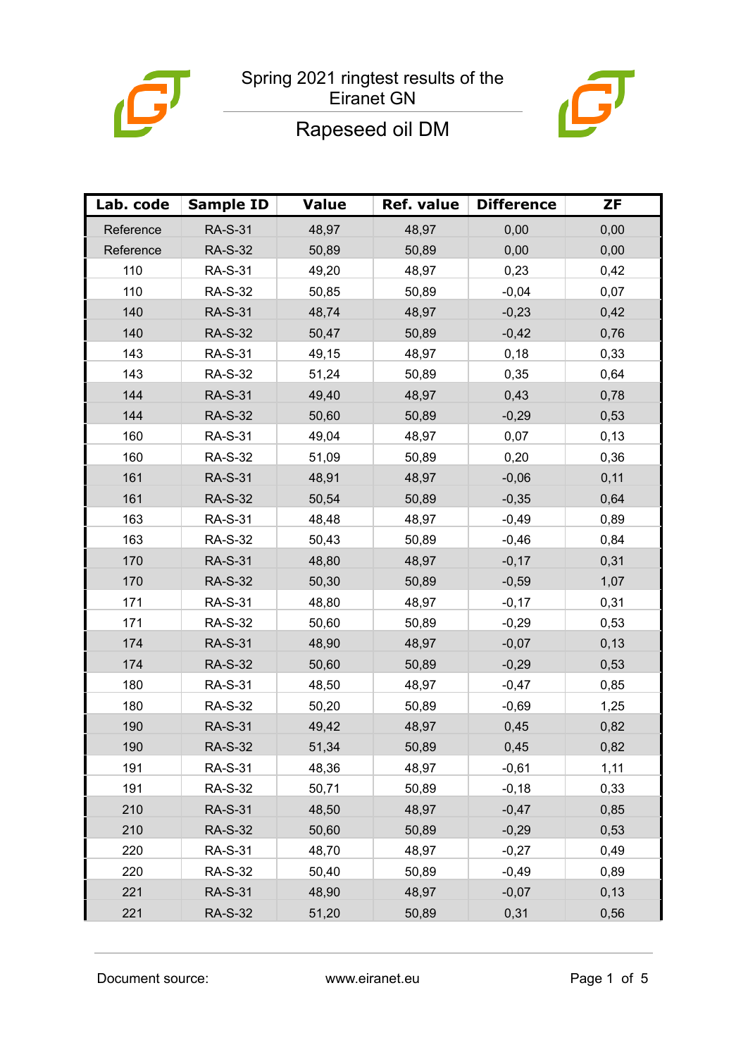# Spring 2021 ringtest results of the Eiranet GN

## Rapeseed oil DM

| Lab. code | Sample ID | Value | Ref. value | Difference | ZF |
|---|---|---|---|---|---|
| Reference | RA-S-31 | 48,97 | 48,97 | 0,00 | 0,00 |
| Reference | RA-S-32 | 50,89 | 50,89 | 0,00 | 0,00 |
| 110 | RA-S-31 | 49,20 | 48,97 | 0,23 | 0,42 |
| 110 | RA-S-32 | 50,85 | 50,89 | -0,04 | 0,07 |
| 140 | RA-S-31 | 48,74 | 48,97 | -0,23 | 0,42 |
| 140 | RA-S-32 | 50,47 | 50,89 | -0,42 | 0,76 |
| 143 | RA-S-31 | 49,15 | 48,97 | 0,18 | 0,33 |
| 143 | RA-S-32 | 51,24 | 50,89 | 0,35 | 0,64 |
| 144 | RA-S-31 | 49,40 | 48,97 | 0,43 | 0,78 |
| 144 | RA-S-32 | 50,60 | 50,89 | -0,29 | 0,53 |
| 160 | RA-S-31 | 49,04 | 48,97 | 0,07 | 0,13 |
| 160 | RA-S-32 | 51,09 | 50,89 | 0,20 | 0,36 |
| 161 | RA-S-31 | 48,91 | 48,97 | -0,06 | 0,11 |
| 161 | RA-S-32 | 50,54 | 50,89 | -0,35 | 0,64 |
| 163 | RA-S-31 | 48,48 | 48,97 | -0,49 | 0,89 |
| 163 | RA-S-32 | 50,43 | 50,89 | -0,46 | 0,84 |
| 170 | RA-S-31 | 48,80 | 48,97 | -0,17 | 0,31 |
| 170 | RA-S-32 | 50,30 | 50,89 | -0,59 | 1,07 |
| 171 | RA-S-31 | 48,80 | 48,97 | -0,17 | 0,31 |
| 171 | RA-S-32 | 50,60 | 50,89 | -0,29 | 0,53 |
| 174 | RA-S-31 | 48,90 | 48,97 | -0,07 | 0,13 |
| 174 | RA-S-32 | 50,60 | 50,89 | -0,29 | 0,53 |
| 180 | RA-S-31 | 48,50 | 48,97 | -0,47 | 0,85 |
| 180 | RA-S-32 | 50,20 | 50,89 | -0,69 | 1,25 |
| 190 | RA-S-31 | 49,42 | 48,97 | 0,45 | 0,82 |
| 190 | RA-S-32 | 51,34 | 50,89 | 0,45 | 0,82 |
| 191 | RA-S-31 | 48,36 | 48,97 | -0,61 | 1,11 |
| 191 | RA-S-32 | 50,71 | 50,89 | -0,18 | 0,33 |
| 210 | RA-S-31 | 48,50 | 48,97 | -0,47 | 0,85 |
| 210 | RA-S-32 | 50,60 | 50,89 | -0,29 | 0,53 |
| 220 | RA-S-31 | 48,70 | 48,97 | -0,27 | 0,49 |
| 220 | RA-S-32 | 50,40 | 50,89 | -0,49 | 0,89 |
| 221 | RA-S-31 | 48,90 | 48,97 | -0,07 | 0,13 |
| 221 | RA-S-32 | 51,20 | 50,89 | 0,31 | 0,56 |

Document source: www.eiranet.eu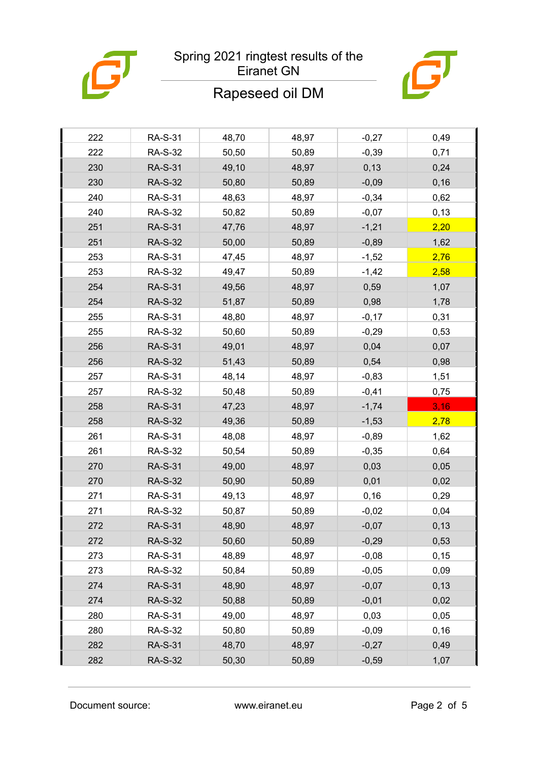# Spring 2021 ringtest results of the Eiranet GN

## Rapeseed oil DM

| | | | | | |
|---|---|---|---|---|---|
| 222 | RA-S-31 | 48,70 | 48,97 | -0,27 | 0,49 |
| 222 | RA-S-32 | 50,50 | 50,89 | -0,39 | 0,71 |
| 230 | RA-S-31 | 49,10 | 48,97 | 0,13 | 0,24 |
| 230 | RA-S-32 | 50,80 | 50,89 | -0,09 | 0,16 |
| 240 | RA-S-31 | 48,63 | 48,97 | -0,34 | 0,62 |
| 240 | RA-S-32 | 50,82 | 50,89 | -0,07 | 0,13 |
| 251 | RA-S-31 | 47,76 | 48,97 | -1,21 | 2,20 |
| 251 | RA-S-32 | 50,00 | 50,89 | -0,89 | 1,62 |
| 253 | RA-S-31 | 47,45 | 48,97 | -1,52 | 2,76 |
| 253 | RA-S-32 | 49,47 | 50,89 | -1,42 | 2,58 |
| 254 | RA-S-31 | 49,56 | 48,97 | 0,59 | 1,07 |
| 254 | RA-S-32 | 51,87 | 50,89 | 0,98 | 1,78 |
| 255 | RA-S-31 | 48,80 | 48,97 | -0,17 | 0,31 |
| 255 | RA-S-32 | 50,60 | 50,89 | -0,29 | 0,53 |
| 256 | RA-S-31 | 49,01 | 48,97 | 0,04 | 0,07 |
| 256 | RA-S-32 | 51,43 | 50,89 | 0,54 | 0,98 |
| 257 | RA-S-31 | 48,14 | 48,97 | -0,83 | 1,51 |
| 257 | RA-S-32 | 50,48 | 50,89 | -0,41 | 0,75 |
| 258 | RA-S-31 | 47,23 | 48,97 | -1,74 | 3,16 |
| 258 | RA-S-32 | 49,36 | 50,89 | -1,53 | 2,78 |
| 261 | RA-S-31 | 48,08 | 48,97 | -0,89 | 1,62 |
| 261 | RA-S-32 | 50,54 | 50,89 | -0,35 | 0,64 |
| 270 | RA-S-31 | 49,00 | 48,97 | 0,03 | 0,05 |
| 270 | RA-S-32 | 50,90 | 50,89 | 0,01 | 0,02 |
| 271 | RA-S-31 | 49,13 | 48,97 | 0,16 | 0,29 |
| 271 | RA-S-32 | 50,87 | 50,89 | -0,02 | 0,04 |
| 272 | RA-S-31 | 48,90 | 48,97 | -0,07 | 0,13 |
| 272 | RA-S-32 | 50,60 | 50,89 | -0,29 | 0,53 |
| 273 | RA-S-31 | 48,89 | 48,97 | -0,08 | 0,15 |
| 273 | RA-S-32 | 50,84 | 50,89 | -0,05 | 0,09 |
| 274 | RA-S-31 | 48,90 | 48,97 | -0,07 | 0,13 |
| 274 | RA-S-32 | 50,88 | 50,89 | -0,01 | 0,02 |
| 280 | RA-S-31 | 49,00 | 48,97 | 0,03 | 0,05 |
| 280 | RA-S-32 | 50,80 | 50,89 | -0,09 | 0,16 |
| 282 | RA-S-31 | 48,70 | 48,97 | -0,27 | 0,49 |
| 282 | RA-S-32 | 50,30 | 50,89 | -0,59 | 1,07 |

Document source: www.eiranet.eu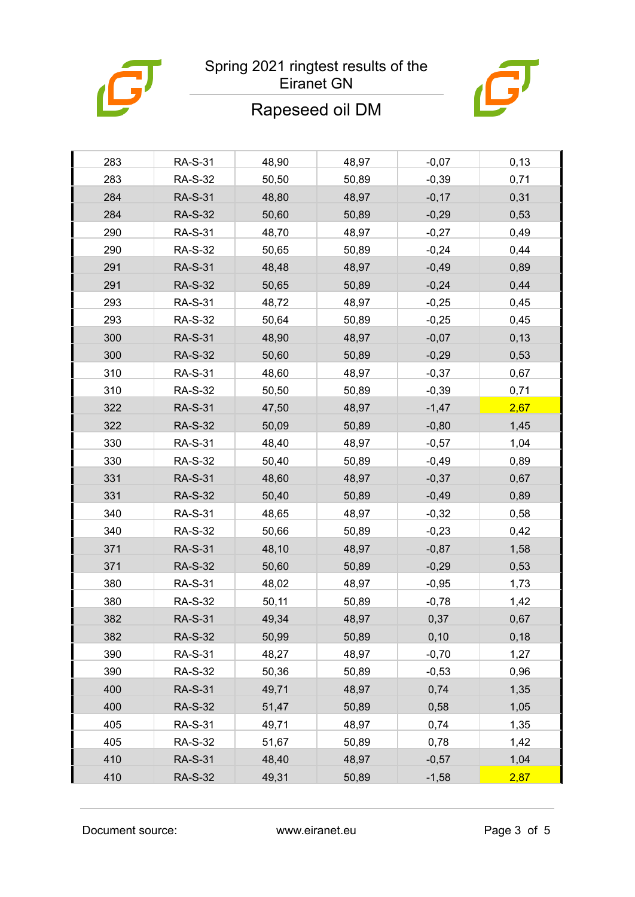Spring 2021 ringtest results of the Eiranet GN

Rapeseed oil DM

| | | | | | |
|---|---|---|---|---|---|
| 283 | RA-S-31 | 48,90 | 48,97 | -0,07 | 0,13 |
| 283 | RA-S-32 | 50,50 | 50,89 | -0,39 | 0,71 |
| 284 | RA-S-31 | 48,80 | 48,97 | -0,17 | 0,31 |
| 284 | RA-S-32 | 50,60 | 50,89 | -0,29 | 0,53 |
| 290 | RA-S-31 | 48,70 | 48,97 | -0,27 | 0,49 |
| 290 | RA-S-32 | 50,65 | 50,89 | -0,24 | 0,44 |
| 291 | RA-S-31 | 48,48 | 48,97 | -0,49 | 0,89 |
| 291 | RA-S-32 | 50,65 | 50,89 | -0,24 | 0,44 |
| 293 | RA-S-31 | 48,72 | 48,97 | -0,25 | 0,45 |
| 293 | RA-S-32 | 50,64 | 50,89 | -0,25 | 0,45 |
| 300 | RA-S-31 | 48,90 | 48,97 | -0,07 | 0,13 |
| 300 | RA-S-32 | 50,60 | 50,89 | -0,29 | 0,53 |
| 310 | RA-S-31 | 48,60 | 48,97 | -0,37 | 0,67 |
| 310 | RA-S-32 | 50,50 | 50,89 | -0,39 | 0,71 |
| 322 | RA-S-31 | 47,50 | 48,97 | -1,47 | 2,67 |
| 322 | RA-S-32 | 50,09 | 50,89 | -0,80 | 1,45 |
| 330 | RA-S-31 | 48,40 | 48,97 | -0,57 | 1,04 |
| 330 | RA-S-32 | 50,40 | 50,89 | -0,49 | 0,89 |
| 331 | RA-S-31 | 48,60 | 48,97 | -0,37 | 0,67 |
| 331 | RA-S-32 | 50,40 | 50,89 | -0,49 | 0,89 |
| 340 | RA-S-31 | 48,65 | 48,97 | -0,32 | 0,58 |
| 340 | RA-S-32 | 50,66 | 50,89 | -0,23 | 0,42 |
| 371 | RA-S-31 | 48,10 | 48,97 | -0,87 | 1,58 |
| 371 | RA-S-32 | 50,60 | 50,89 | -0,29 | 0,53 |
| 380 | RA-S-31 | 48,02 | 48,97 | -0,95 | 1,73 |
| 380 | RA-S-32 | 50,11 | 50,89 | -0,78 | 1,42 |
| 382 | RA-S-31 | 49,34 | 48,97 | 0,37 | 0,67 |
| 382 | RA-S-32 | 50,99 | 50,89 | 0,10 | 0,18 |
| 390 | RA-S-31 | 48,27 | 48,97 | -0,70 | 1,27 |
| 390 | RA-S-32 | 50,36 | 50,89 | -0,53 | 0,96 |
| 400 | RA-S-31 | 49,71 | 48,97 | 0,74 | 1,35 |
| 400 | RA-S-32 | 51,47 | 50,89 | 0,58 | 1,05 |
| 405 | RA-S-31 | 49,71 | 48,97 | 0,74 | 1,35 |
| 405 | RA-S-32 | 51,67 | 50,89 | 0,78 | 1,42 |
| 410 | RA-S-31 | 48,40 | 48,97 | -0,57 | 1,04 |
| 410 | RA-S-32 | 49,31 | 50,89 | -1,58 | 2,87 |

Document source: www.eiranet.eu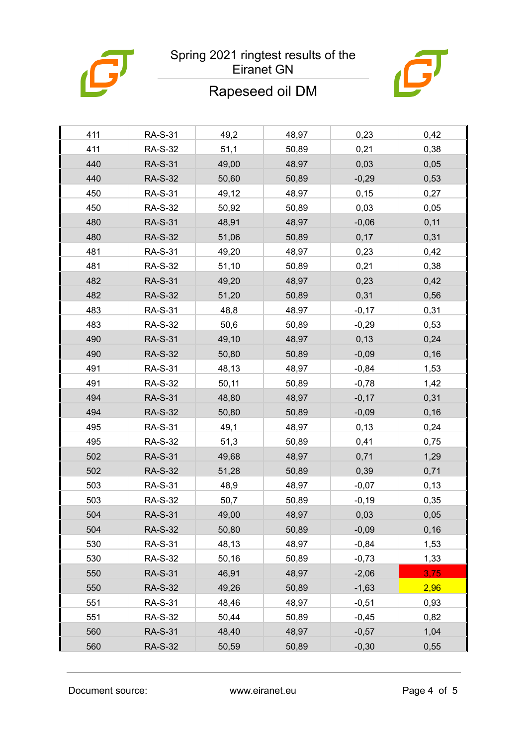# Spring 2021 ringtest results of the Eiranet GN

## Rapeseed oil DM

| | | | | | |
|---|---|---|---|---|---|
| 411 | RA-S-31 | 49,2 | 48,97 | 0,23 | 0,42 |
| 411 | RA-S-32 | 51,1 | 50,89 | 0,21 | 0,38 |
| 440 | RA-S-31 | 49,00 | 48,97 | 0,03 | 0,05 |
| 440 | RA-S-32 | 50,60 | 50,89 | -0,29 | 0,53 |
| 450 | RA-S-31 | 49,12 | 48,97 | 0,15 | 0,27 |
| 450 | RA-S-32 | 50,92 | 50,89 | 0,03 | 0,05 |
| 480 | RA-S-31 | 48,91 | 48,97 | -0,06 | 0,11 |
| 480 | RA-S-32 | 51,06 | 50,89 | 0,17 | 0,31 |
| 481 | RA-S-31 | 49,20 | 48,97 | 0,23 | 0,42 |
| 481 | RA-S-32 | 51,10 | 50,89 | 0,21 | 0,38 |
| 482 | RA-S-31 | 49,20 | 48,97 | 0,23 | 0,42 |
| 482 | RA-S-32 | 51,20 | 50,89 | 0,31 | 0,56 |
| 483 | RA-S-31 | 48,8 | 48,97 | -0,17 | 0,31 |
| 483 | RA-S-32 | 50,6 | 50,89 | -0,29 | 0,53 |
| 490 | RA-S-31 | 49,10 | 48,97 | 0,13 | 0,24 |
| 490 | RA-S-32 | 50,80 | 50,89 | -0,09 | 0,16 |
| 491 | RA-S-31 | 48,13 | 48,97 | -0,84 | 1,53 |
| 491 | RA-S-32 | 50,11 | 50,89 | -0,78 | 1,42 |
| 494 | RA-S-31 | 48,80 | 48,97 | -0,17 | 0,31 |
| 494 | RA-S-32 | 50,80 | 50,89 | -0,09 | 0,16 |
| 495 | RA-S-31 | 49,1 | 48,97 | 0,13 | 0,24 |
| 495 | RA-S-32 | 51,3 | 50,89 | 0,41 | 0,75 |
| 502 | RA-S-31 | 49,68 | 48,97 | 0,71 | 1,29 |
| 502 | RA-S-32 | 51,28 | 50,89 | 0,39 | 0,71 |
| 503 | RA-S-31 | 48,9 | 48,97 | -0,07 | 0,13 |
| 503 | RA-S-32 | 50,7 | 50,89 | -0,19 | 0,35 |
| 504 | RA-S-31 | 49,00 | 48,97 | 0,03 | 0,05 |
| 504 | RA-S-32 | 50,80 | 50,89 | -0,09 | 0,16 |
| 530 | RA-S-31 | 48,13 | 48,97 | -0,84 | 1,53 |
| 530 | RA-S-32 | 50,16 | 50,89 | -0,73 | 1,33 |
| 550 | RA-S-31 | 46,91 | 48,97 | -2,06 | 3,75 |
| 550 | RA-S-32 | 49,26 | 50,89 | -1,63 | 2,96 |
| 551 | RA-S-31 | 48,46 | 48,97 | -0,51 | 0,93 |
| 551 | RA-S-32 | 50,44 | 50,89 | -0,45 | 0,82 |
| 560 | RA-S-31 | 48,40 | 48,97 | -0,57 | 1,04 |
| 560 | RA-S-32 | 50,59 | 50,89 | -0,30 | 0,55 |

Document source: www.eiranet.eu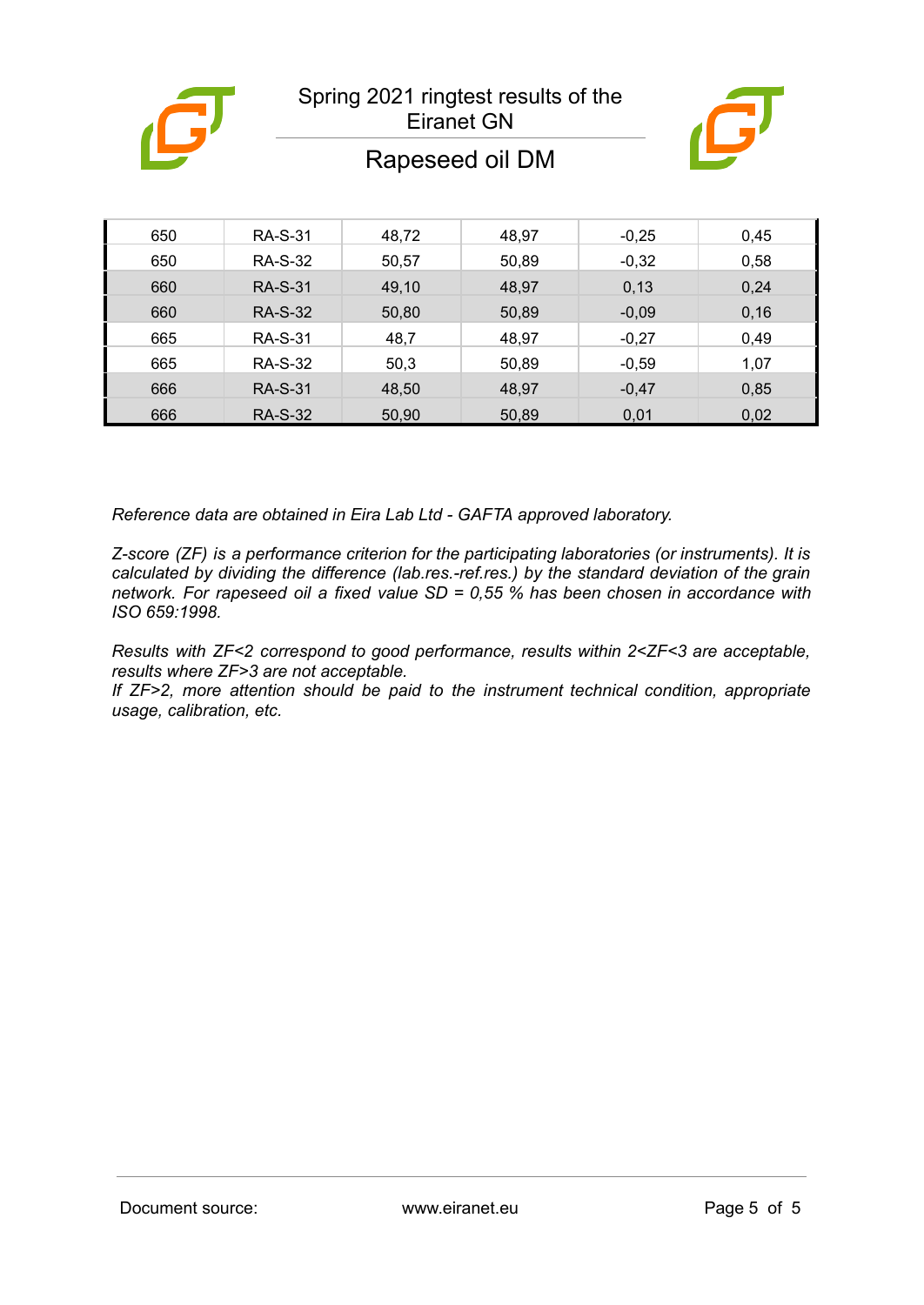| | | | | | |
|---|---|---|---|---|---|
| 650 | RA-S-31 | 48,72 | 48,97 | -0,25 | 0,45 |
| 650 | RA-S-32 | 50,57 | 50,89 | -0,32 | 0,58 |
| 660 | RA-S-31 | 49,10 | 48,97 | 0,13 | 0,24 |
| 660 | RA-S-32 | 50,80 | 50,89 | -0,09 | 0,16 |
| 665 | RA-S-31 | 48,7 | 48,97 | -0,27 | 0,49 |
| 665 | RA-S-32 | 50,3 | 50,89 | -0,59 | 1,07 |
| 666 | RA-S-31 | 48,50 | 48,97 | -0,47 | 0,85 |
| 666 | RA-S-32 | 50,90 | 50,89 | 0,01 | 0,02 |

*Reference data are obtained in Eira Lab Ltd - GAFTA approved laboratory.*

*Z-score (ZF) is a performance criterion for the participating laboratories (or instruments). It is calculated by dividing the difference (lab.res.-ref.res.) by the standard deviation of the grain network. For rapeseed oil a fixed value SD = 0,55 % has been chosen in accordance with ISO 659:1998.*

*Results with ZF<2 correspond to good performance, results within 2<ZF<3 are acceptable, results where ZF>3 are not acceptable.*
*If ZF>2, more attention should be paid to the instrument technical condition, appropriate usage, calibration, etc.*